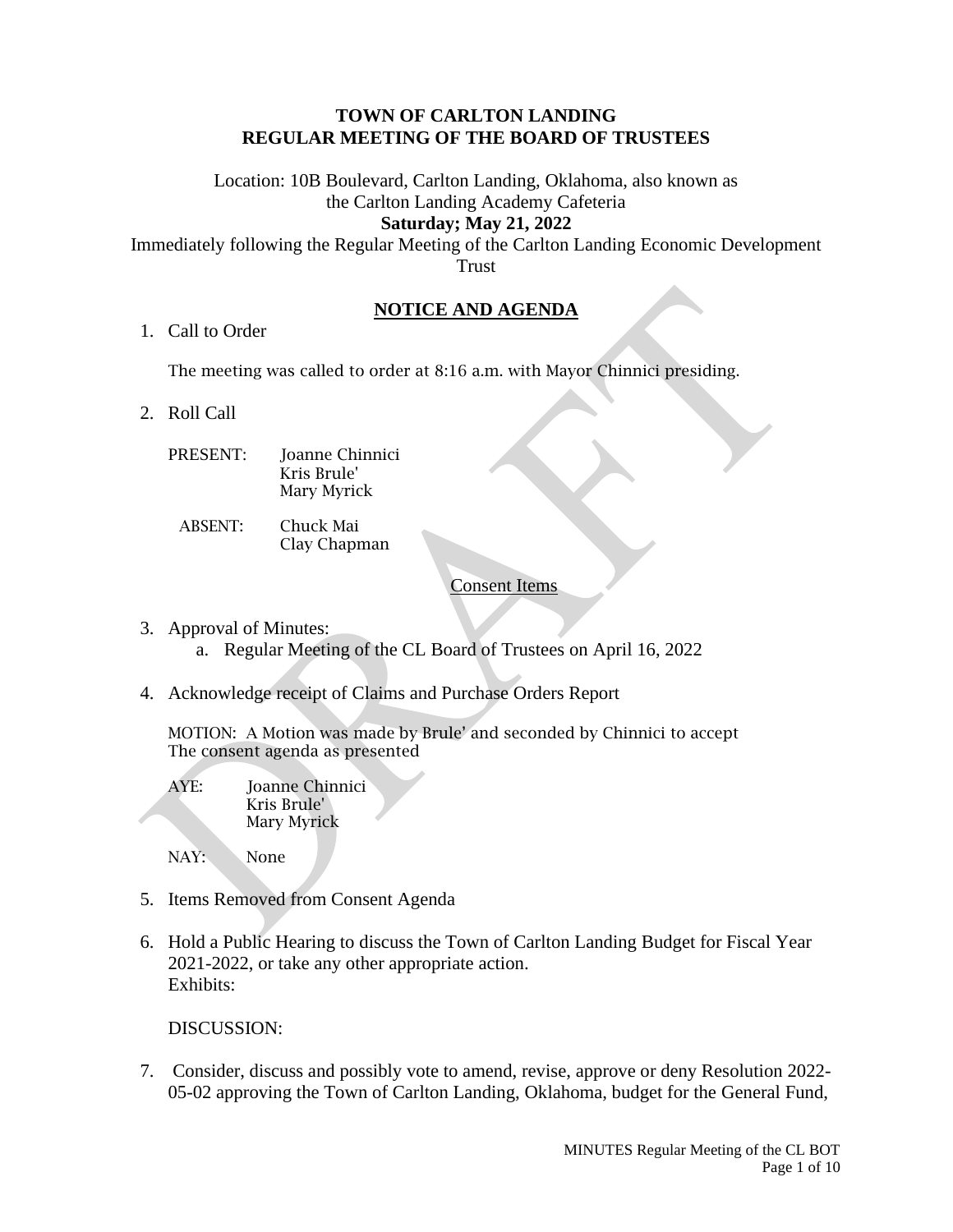**TOWN OF CARLTON LANDING**
**REGULAR MEETING OF THE BOARD OF TRUSTEES**

Location: 10B Boulevard, Carlton Landing, Oklahoma, also known as the Carlton Landing Academy Cafeteria
**Saturday; May 21, 2022**
Immediately following the Regular Meeting of the Carlton Landing Economic Development Trust

## NOTICE AND AGENDA

1. Call to Order

   The meeting was called to order at 8:16 a.m. with Mayor Chinnici presiding.

2. Roll Call

   PRESENT: Joanne Chinnici
   Kris Brule'
   Mary Myrick

   ABSENT: Chuck Mai
   Clay Chapman

Consent Items

3. Approval of Minutes:
   a. Regular Meeting of the CL Board of Trustees on April 16, 2022

4. Acknowledge receipt of Claims and Purchase Orders Report

   MOTION: A Motion was made by Brule' and seconded by Chinnici to accept The consent agenda as presented

   AYE: Joanne Chinnici
   Kris Brule'
   Mary Myrick

   NAY: None

5. Items Removed from Consent Agenda

6. Hold a Public Hearing to discuss the Town of Carlton Landing Budget for Fiscal Year 2021-2022, or take any other appropriate action.
   Exhibits:

   DISCUSSION:

7. Consider, discuss and possibly vote to amend, revise, approve or deny Resolution 2022-05-02 approving the Town of Carlton Landing, Oklahoma, budget for the General Fund,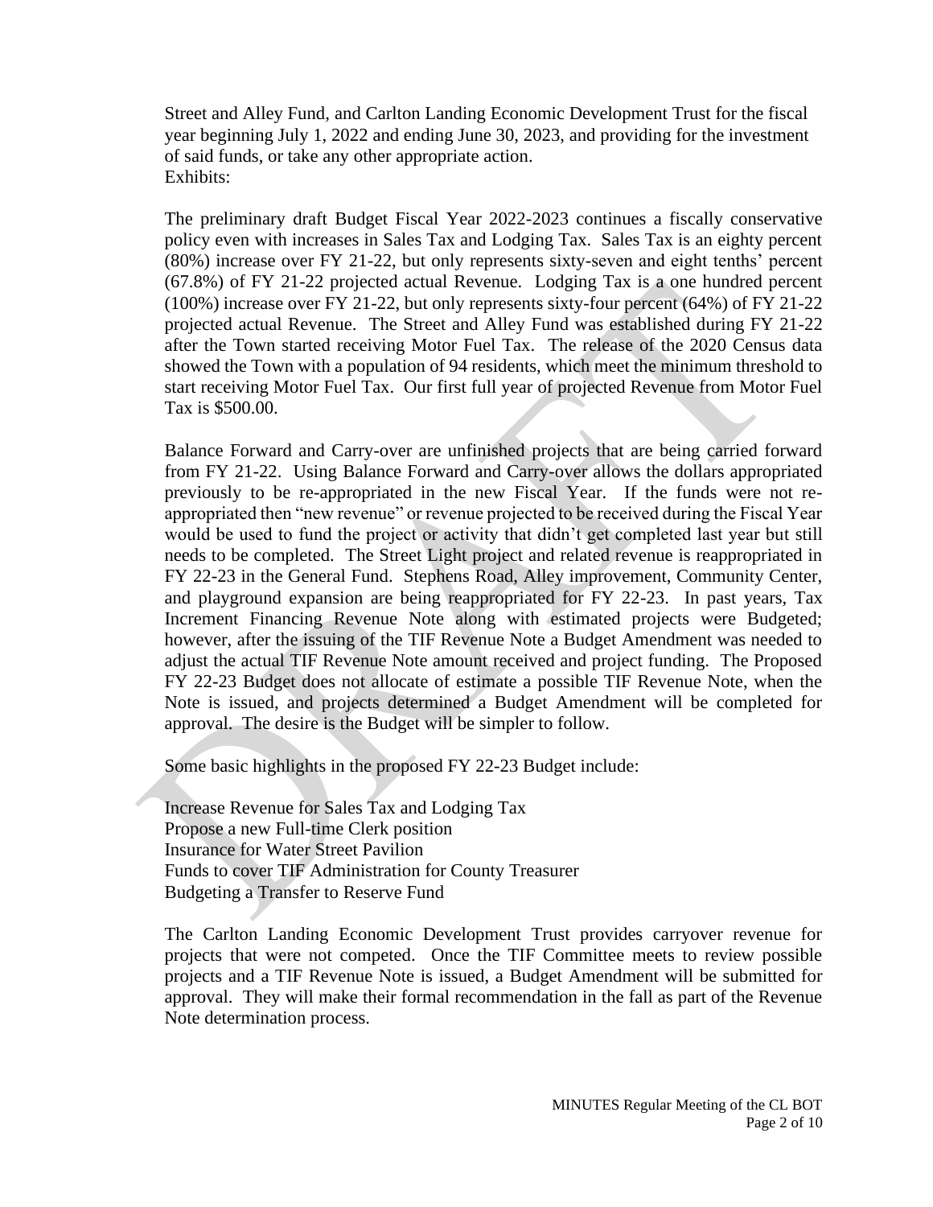Street and Alley Fund, and Carlton Landing Economic Development Trust for the fiscal year beginning July 1, 2022 and ending June 30, 2023, and providing for the investment of said funds, or take any other appropriate action.
Exhibits:

The preliminary draft Budget Fiscal Year 2022-2023 continues a fiscally conservative policy even with increases in Sales Tax and Lodging Tax. Sales Tax is an eighty percent (80%) increase over FY 21-22, but only represents sixty-seven and eight tenths' percent (67.8%) of FY 21-22 projected actual Revenue. Lodging Tax is a one hundred percent (100%) increase over FY 21-22, but only represents sixty-four percent (64%) of FY 21-22 projected actual Revenue. The Street and Alley Fund was established during FY 21-22 after the Town started receiving Motor Fuel Tax. The release of the 2020 Census data showed the Town with a population of 94 residents, which meet the minimum threshold to start receiving Motor Fuel Tax. Our first full year of projected Revenue from Motor Fuel Tax is $500.00.

Balance Forward and Carry-over are unfinished projects that are being carried forward from FY 21-22. Using Balance Forward and Carry-over allows the dollars appropriated previously to be re-appropriated in the new Fiscal Year. If the funds were not re-appropriated then "new revenue" or revenue projected to be received during the Fiscal Year would be used to fund the project or activity that didn't get completed last year but still needs to be completed. The Street Light project and related revenue is reappropriated in FY 22-23 in the General Fund. Stephens Road, Alley improvement, Community Center, and playground expansion are being reappropriated for FY 22-23. In past years, Tax Increment Financing Revenue Note along with estimated projects were Budgeted; however, after the issuing of the TIF Revenue Note a Budget Amendment was needed to adjust the actual TIF Revenue Note amount received and project funding. The Proposed FY 22-23 Budget does not allocate of estimate a possible TIF Revenue Note, when the Note is issued, and projects determined a Budget Amendment will be completed for approval. The desire is the Budget will be simpler to follow.

Some basic highlights in the proposed FY 22-23 Budget include:

Increase Revenue for Sales Tax and Lodging Tax
Propose a new Full-time Clerk position
Insurance for Water Street Pavilion
Funds to cover TIF Administration for County Treasurer
Budgeting a Transfer to Reserve Fund

The Carlton Landing Economic Development Trust provides carryover revenue for projects that were not competed. Once the TIF Committee meets to review possible projects and a TIF Revenue Note is issued, a Budget Amendment will be submitted for approval. They will make their formal recommendation in the fall as part of the Revenue Note determination process.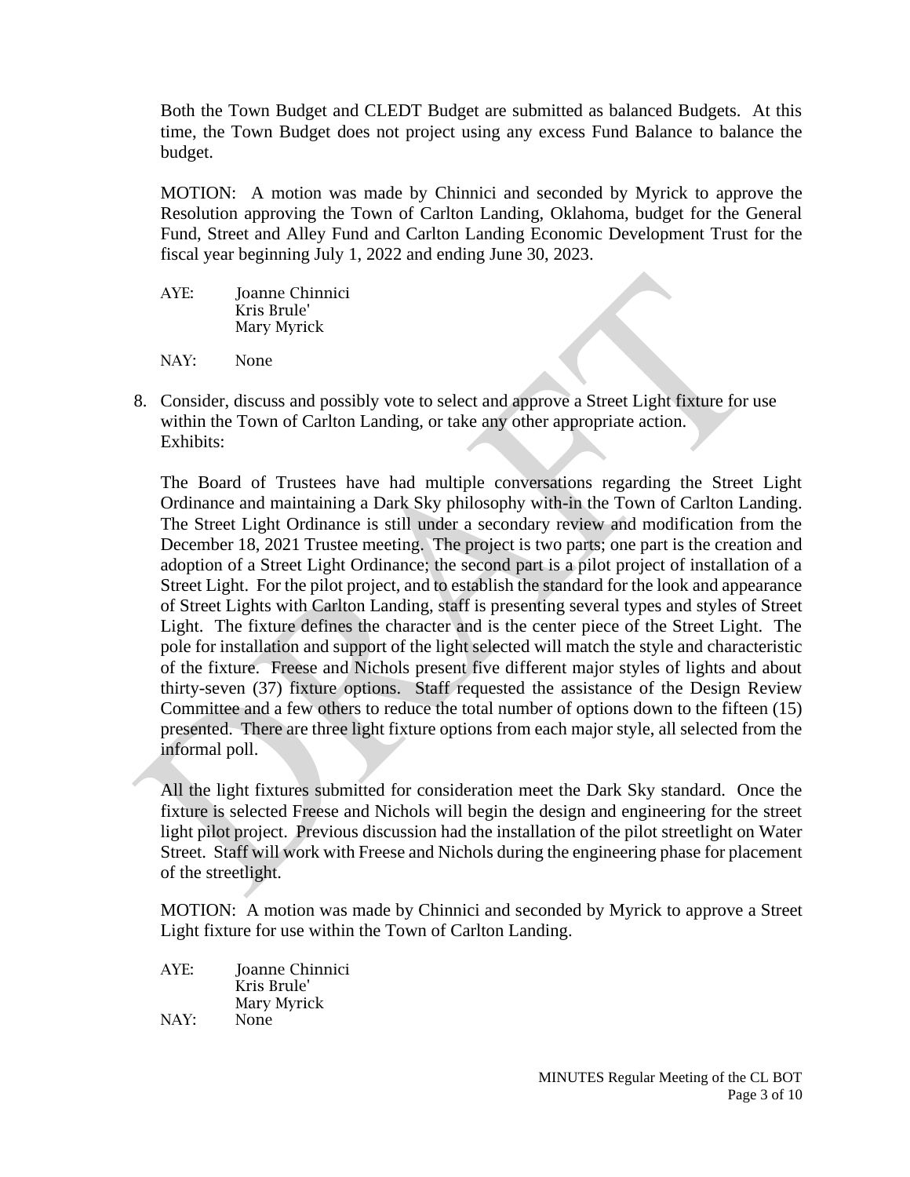Both the Town Budget and CLEDT Budget are submitted as balanced Budgets. At this time, the Town Budget does not project using any excess Fund Balance to balance the budget.

MOTION: A motion was made by Chinnici and seconded by Myrick to approve the Resolution approving the Town of Carlton Landing, Oklahoma, budget for the General Fund, Street and Alley Fund and Carlton Landing Economic Development Trust for the fiscal year beginning July 1, 2022 and ending June 30, 2023.

AYE: Joanne Chinnici
Kris Brule'
Mary Myrick

NAY: None

8. Consider, discuss and possibly vote to select and approve a Street Light fixture for use within the Town of Carlton Landing, or take any other appropriate action.
Exhibits:

The Board of Trustees have had multiple conversations regarding the Street Light Ordinance and maintaining a Dark Sky philosophy with-in the Town of Carlton Landing. The Street Light Ordinance is still under a secondary review and modification from the December 18, 2021 Trustee meeting. The project is two parts; one part is the creation and adoption of a Street Light Ordinance; the second part is a pilot project of installation of a Street Light. For the pilot project, and to establish the standard for the look and appearance of Street Lights with Carlton Landing, staff is presenting several types and styles of Street Light. The fixture defines the character and is the center piece of the Street Light. The pole for installation and support of the light selected will match the style and characteristic of the fixture. Freese and Nichols present five different major styles of lights and about thirty-seven (37) fixture options. Staff requested the assistance of the Design Review Committee and a few others to reduce the total number of options down to the fifteen (15) presented. There are three light fixture options from each major style, all selected from the informal poll.

All the light fixtures submitted for consideration meet the Dark Sky standard. Once the fixture is selected Freese and Nichols will begin the design and engineering for the street light pilot project. Previous discussion had the installation of the pilot streetlight on Water Street. Staff will work with Freese and Nichols during the engineering phase for placement of the streetlight.

MOTION: A motion was made by Chinnici and seconded by Myrick to approve a Street Light fixture for use within the Town of Carlton Landing.

AYE: Joanne Chinnici
Kris Brule'
Mary Myrick

NAY: None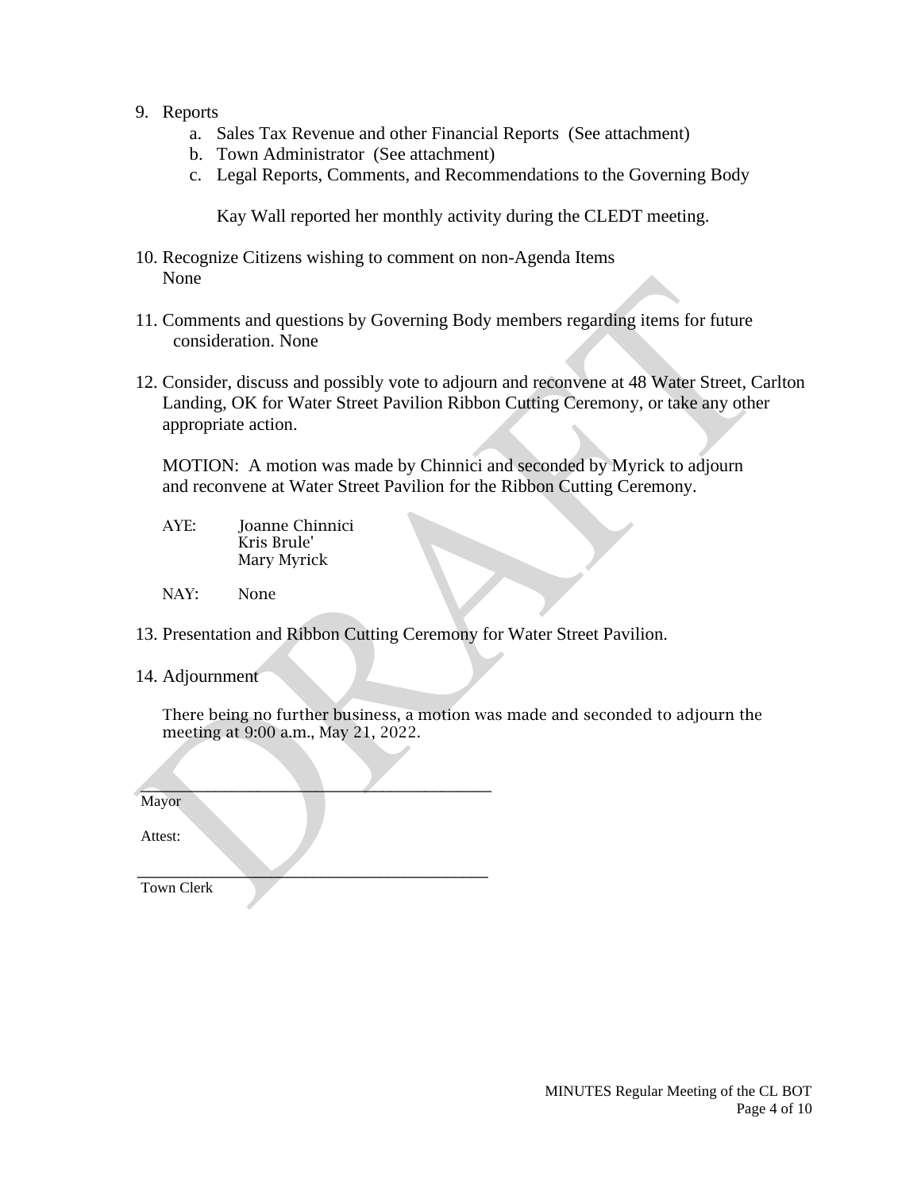9. Reports
   a. Sales Tax Revenue and other Financial Reports (See attachment)
   b. Town Administrator (See attachment)
   c. Legal Reports, Comments, and Recommendations to the Governing Body

      Kay Wall reported her monthly activity during the CLEDT meeting.

10. Recognize Citizens wishing to comment on non-Agenda Items
    None

11. Comments and questions by Governing Body members regarding items for future consideration. None

12. Consider, discuss and possibly vote to adjourn and reconvene at 48 Water Street, Carlton Landing, OK for Water Street Pavilion Ribbon Cutting Ceremony, or take any other appropriate action.

    MOTION: A motion was made by Chinnici and seconded by Myrick to adjourn and reconvene at Water Street Pavilion for the Ribbon Cutting Ceremony.

    AYE: Joanne Chinnici
    Kris Brule'
    Mary Myrick

    NAY: None

13. Presentation and Ribbon Cutting Ceremony for Water Street Pavilion.

14. Adjournment

    There being no further business, a motion was made and seconded to adjourn the meeting at 9:00 a.m., May 21, 2022.

\_\_\_\_\_\_\_\_\_\_\_\_\_\_\_\_\_\_\_\_\_\_\_\_\_\_\_\_\_\_\_\_\_\_\_\_\_\_\_\_
Mayor

Attest:

\_\_\_\_\_\_\_\_\_\_\_\_\_\_\_\_\_\_\_\_\_\_\_\_\_\_\_\_\_\_\_\_\_\_\_\_\_\_\_\_
Town Clerk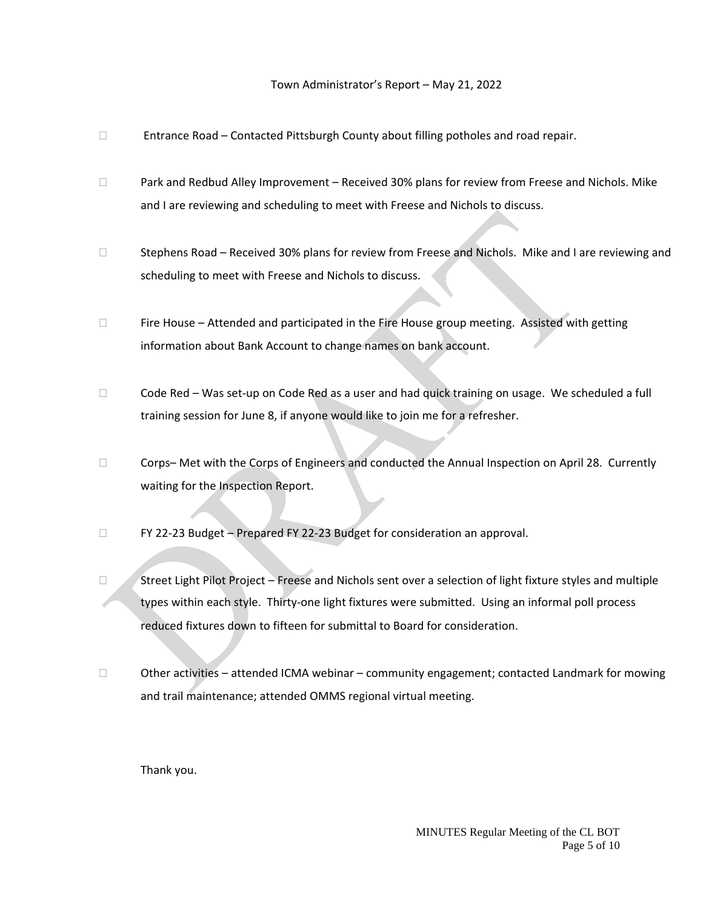Town Administrator's Report – May 21, 2022

- Entrance Road – Contacted Pittsburgh County about filling potholes and road repair.
- Park and Redbud Alley Improvement – Received 30% plans for review from Freese and Nichols. Mike and I are reviewing and scheduling to meet with Freese and Nichols to discuss.
- Stephens Road – Received 30% plans for review from Freese and Nichols. Mike and I are reviewing and scheduling to meet with Freese and Nichols to discuss.
- Fire House – Attended and participated in the Fire House group meeting. Assisted with getting information about Bank Account to change names on bank account.
- Code Red – Was set-up on Code Red as a user and had quick training on usage. We scheduled a full training session for June 8, if anyone would like to join me for a refresher.
- Corps– Met with the Corps of Engineers and conducted the Annual Inspection on April 28. Currently waiting for the Inspection Report.
- FY 22-23 Budget – Prepared FY 22-23 Budget for consideration an approval.
- Street Light Pilot Project – Freese and Nichols sent over a selection of light fixture styles and multiple types within each style. Thirty-one light fixtures were submitted. Using an informal poll process reduced fixtures down to fifteen for submittal to Board for consideration.
- Other activities – attended ICMA webinar – community engagement; contacted Landmark for mowing and trail maintenance; attended OMMS regional virtual meeting.

Thank you.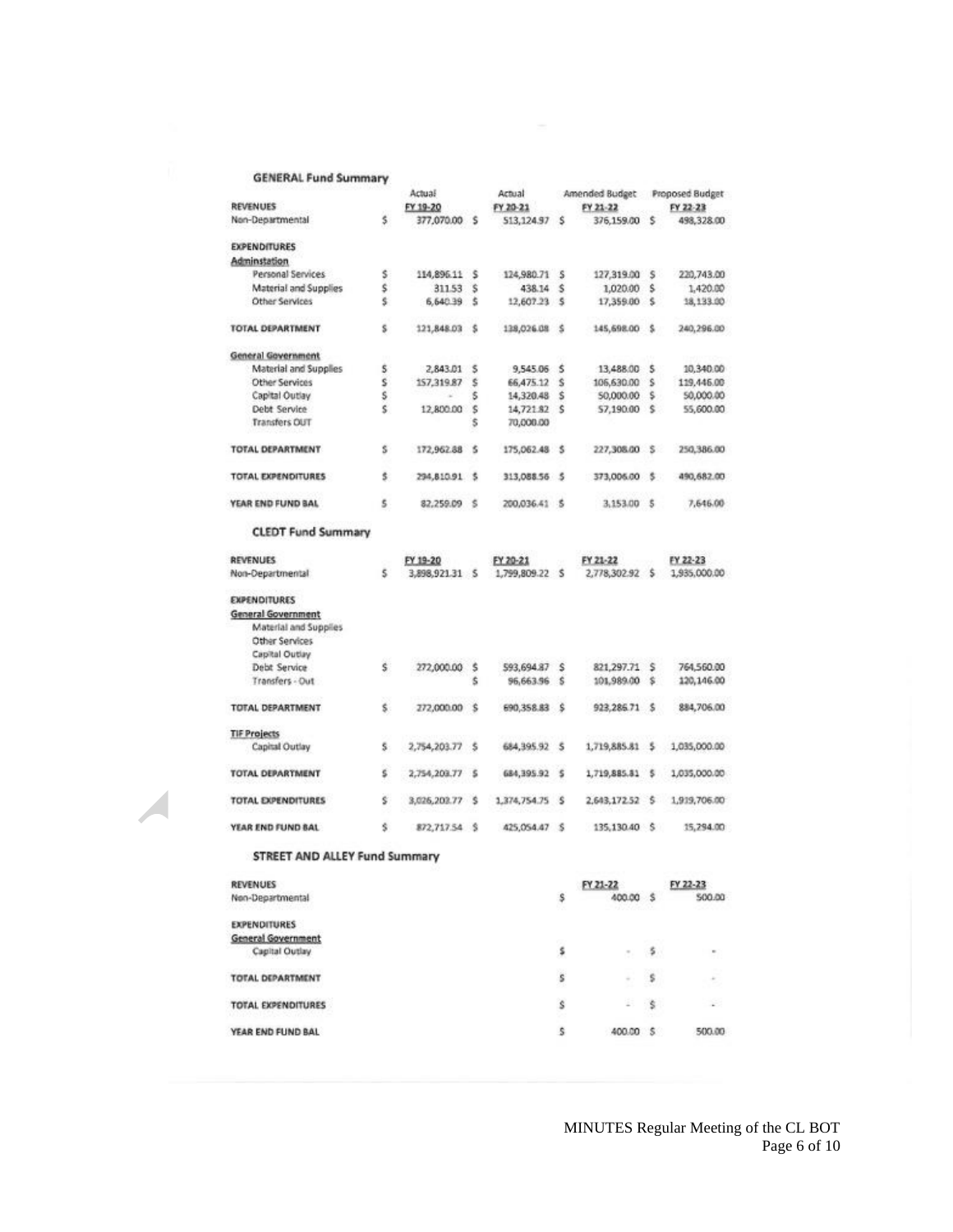### GENERAL Fund Summary

| REVENUES | Actual FY 19-20 | Actual FY 20-21 | Amended Budget FY 21-22 | Proposed Budget FY 22-23 |
|---|---|---|---|---|
| Non-Departmental | $ 377,070.00 | $ 513,124.97 | $ 376,159.00 | $ 498,328.00 |
| **EXPENDITURES** | | | | |
| **Adminstation** | | | | |
| Personal Services | $ 114,896.11 | $ 124,980.71 | $ 127,319.00 | $ 220,743.00 |
| Material and Supplies | $ 311.53 | $ 438.14 | $ 1,020.00 | $ 1,420.00 |
| Other Services | $ 6,640.39 | $ 12,607.23 | $ 17,359.00 | $ 18,133.00 |
| TOTAL DEPARTMENT | $ 121,848.03 | $ 138,026.08 | $ 145,698.00 | $ 240,296.00 |
| **General Government** | | | | |
| Material and Supplies | $ 2,843.01 | $ 9,545.06 | $ 13,488.00 | $ 10,340.00 |
| Other Services | $ 157,319.87 | $ 66,475.12 | $ 106,630.00 | $ 119,446.00 |
| Capital Outlay | $ - | $ 14,320.48 | $ 50,000.00 | $ 50,000.00 |
| Debt Service | $ 12,800.00 | $ 14,721.82 | $ 57,190.00 | $ 55,600.00 |
| Transfers OUT | | $ 70,000.00 | | |
| TOTAL DEPARTMENT | $ 172,962.88 | $ 175,062.48 | $ 227,308.00 | $ 250,386.00 |
| TOTAL EXPENDITURES | $ 294,810.91 | $ 313,088.56 | $ 373,006.00 | $ 490,682.00 |
| YEAR END FUND BAL | $ 82,259.09 | $ 200,036.41 | $ 3,153.00 | $ 7,646.00 |

### CLEDT Fund Summary

| REVENUES | FY 19-20 | FY 20-21 | FY 21-22 | FY 22-23 |
|---|---|---|---|---|
| Non-Departmental | $ 3,898,921.31 | $ 1,799,809.22 | $ 2,778,302.92 | $ 1,935,000.00 |
| **EXPENDITURES** | | | | |
| **General Government** | | | | |
| Material and Supplies | | | | |
| Other Services | | | | |
| Capital Outlay | | | | |
| Debt Service | $ 272,000.00 | $ 593,694.87 | $ 821,297.71 | $ 764,560.00 |
| Transfers - Out | | $ 96,663.96 | $ 101,989.00 | $ 120,146.00 |
| TOTAL DEPARTMENT | $ 272,000.00 | $ 690,358.83 | $ 923,286.71 | $ 884,706.00 |
| **TIF Projects** | | | | |
| Capital Outlay | $ 2,754,203.77 | $ 684,395.92 | $ 1,719,885.81 | $ 1,035,000.00 |
| TOTAL DEPARTMENT | $ 2,754,203.77 | $ 684,395.92 | $ 1,719,885.81 | $ 1,035,000.00 |
| TOTAL EXPENDITURES | $ 3,026,203.77 | $ 1,374,754.75 | $ 2,643,172.52 | $ 1,919,706.00 |
| YEAR END FUND BAL | $ 872,717.54 | $ 425,054.47 | $ 135,130.40 | $ 15,294.00 |

### STREET AND ALLEY Fund Summary

| REVENUES | FY 21-22 | FY 22-23 |
|---|---|---|
| Non-Departmental | $ 400.00 | $ 500.00 |
| **EXPENDITURES** | | |
| **General Government** | | |
| Capital Outlay | $ - | $ - |
| TOTAL DEPARTMENT | $ - | $ - |
| TOTAL EXPENDITURES | $ - | $ - |
| YEAR END FUND BAL | $ 400.00 | $ 500.00 |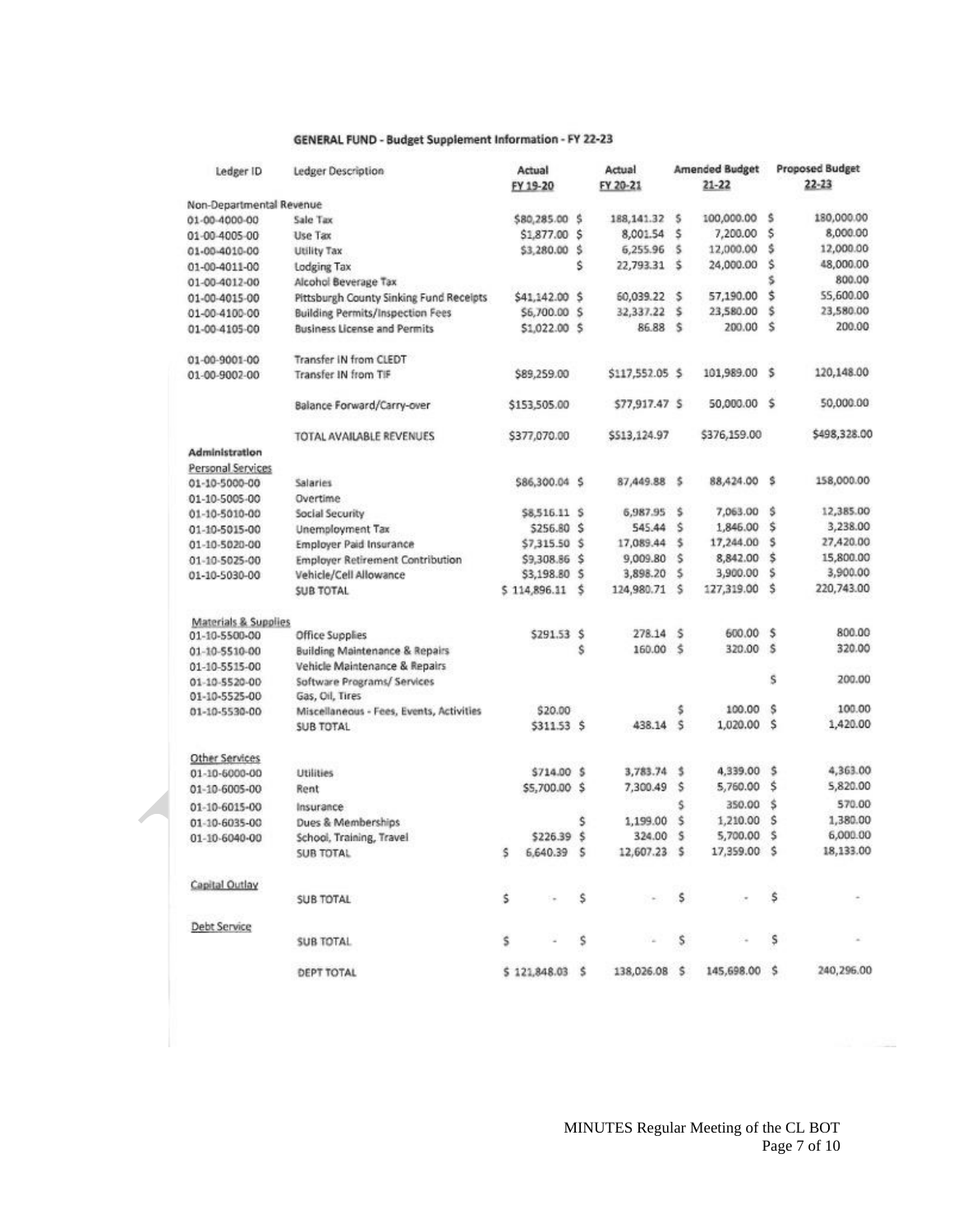## GENERAL FUND - Budget Supplement Information - FY 22-23

| Ledger ID | Ledger Description | Actual FY 19-20 | Actual FY 20-21 | Amended Budget 21-22 | Proposed Budget 22-23 |
|---|---|---|---|---|---|
| Non-Departmental Revenue | | | | | |
| 01-00-4000-00 | Sale Tax | $80,285.00 | $ 188,141.32 | $ 100,000.00 | $ 180,000.00 |
| 01-00-4005-00 | Use Tax | $1,877.00 | $ 8,001.54 | $ 7,200.00 | $ 8,000.00 |
| 01-00-4010-00 | Utility Tax | $3,280.00 | $ 6,255.96 | $ 12,000.00 | $ 12,000.00 |
| 01-00-4011-00 | Lodging Tax | | $ 22,793.31 | $ 24,000.00 | $ 48,000.00 |
| 01-00-4012-00 | Alcohol Beverage Tax | | | | $ 800.00 |
| 01-00-4015-00 | Pittsburgh County Sinking Fund Receipts | $41,142.00 | $ 60,039.22 | $ 57,190.00 | $ 55,600.00 |
| 01-00-4100-00 | Building Permits/Inspection Fees | $6,700.00 | $ 32,337.22 | $ 23,580.00 | $ 23,580.00 |
| 01-00-4105-00 | Business License and Permits | $1,022.00 | $ 86.88 | $ 200.00 | $ 200.00 |
| 01-00-9001-00 | Transfer IN from CLEDT | | | | |
| 01-00-9002-00 | Transfer IN from TIF | $89,259.00 | $117,552.05 | $ 101,989.00 | $ 120,148.00 |
| | Balance Forward/Carry-over | $153,505.00 | $77,917.47 | $ 50,000.00 | $ 50,000.00 |
| | TOTAL AVAILABLE REVENUES | $377,070.00 | $513,124.97 | $376,159.00 | $498,328.00 |
| **Administration** | | | | | |
| Personal Services | | | | | |
| 01-10-5000-00 | Salaries | $86,300.04 | $ 87,449.88 | $ 88,424.00 | $ 158,000.00 |
| 01-10-5005-00 | Overtime | | | | |
| 01-10-5010-00 | Social Security | $8,516.11 | $ 6,987.95 | $ 7,063.00 | $ 12,385.00 |
| 01-10-5015-00 | Unemployment Tax | $256.80 | $ 545.44 | $ 1,846.00 | $ 3,238.00 |
| 01-10-5020-00 | Employer Paid Insurance | $7,315.50 | $ 17,089.44 | $ 17,244.00 | $ 27,420.00 |
| 01-10-5025-00 | Employer Retirement Contribution | $9,308.86 | $ 9,009.80 | $ 8,842.00 | $ 15,800.00 |
| 01-10-5030-00 | Vehicle/Cell Allowance | $3,198.80 | $ 3,898.20 | $ 3,900.00 | $ 3,900.00 |
| | SUB TOTAL | $ 114,896.11 | $ 124,980.71 | $ 127,319.00 | $ 220,743.00 |
| Materials & Supplies | | | | | |
| 01-10-5500-00 | Office Supplies | $291.53 | $ 278.14 | $ 600.00 | $ 800.00 |
| 01-10-5510-00 | Building Maintenance & Repairs | | $ 160.00 | $ 320.00 | $ 320.00 |
| 01-10-5515-00 | Vehicle Maintenance & Repairs | | | | |
| 01-10-5520-00 | Software Programs/ Services | | | | $ 200.00 |
| 01-10-5525-00 | Gas, Oil, Tires | | | | |
| 01-10-5530-00 | Miscellaneous - Fees, Events, Activities | $20.00 | | $ 100.00 | $ 100.00 |
| | SUB TOTAL | $311.53 | $ 438.14 | $ 1,020.00 | $ 1,420.00 |
| Other Services | | | | | |
| 01-10-6000-00 | Utilities | $714.00 | $ 3,783.74 | $ 4,339.00 | $ 4,363.00 |
| 01-10-6005-00 | Rent | $5,700.00 | $ 7,300.49 | $ 5,760.00 | $ 5,820.00 |
| 01-10-6015-00 | Insurance | | | $ 350.00 | $ 570.00 |
| 01-10-6035-00 | Dues & Memberships | | $ 1,199.00 | $ 1,210.00 | $ 1,380.00 |
| 01-10-6040-00 | School, Training, Travel | $226.39 | $ 324.00 | $ 5,700.00 | $ 6,000.00 |
| | SUB TOTAL | $ 6,640.39 | $ 12,607.23 | $ 17,359.00 | $ 18,133.00 |
| Capital Outlay | | | | | |
| | SUB TOTAL | $ - | $ - | $ - | $ - |
| Debt Service | | | | | |
| | SUB TOTAL | $ - | $ - | $ - | $ - |
| | DEPT TOTAL | $ 121,848.03 | $ 138,026.08 | $ 145,698.00 | $ 240,296.00 |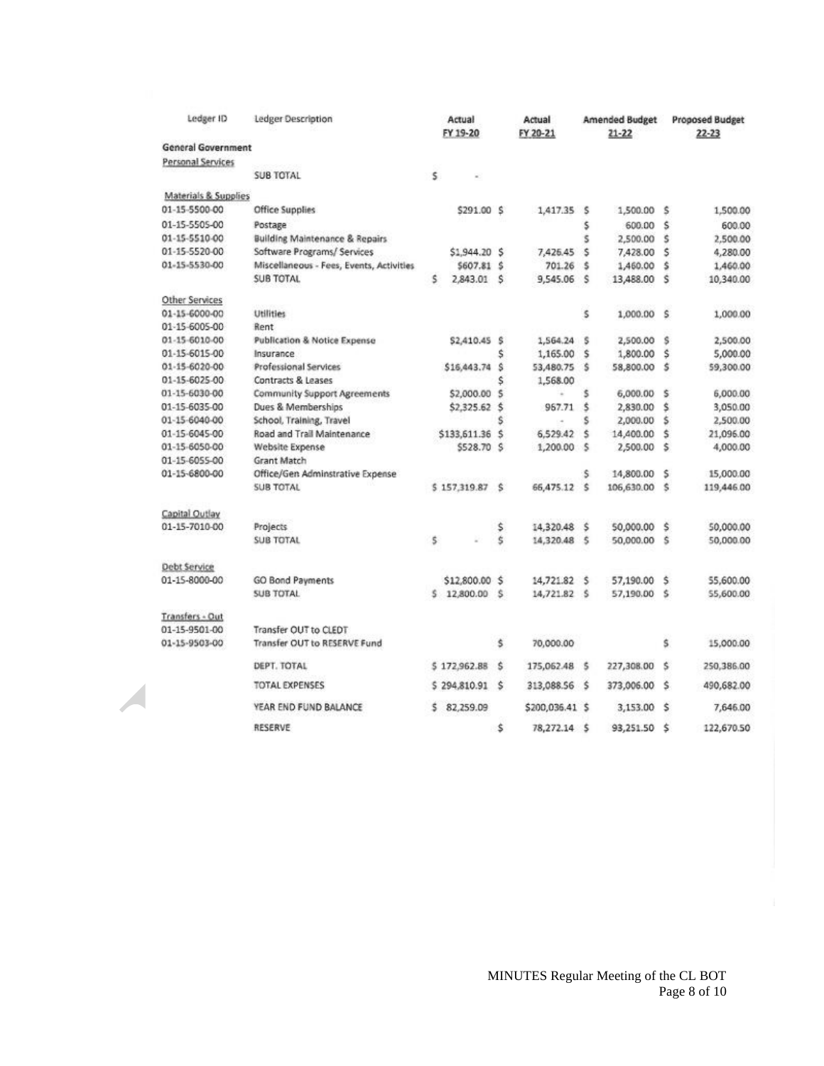| Ledger ID | Ledger Description | Actual FY 19-20 | Actual FY 20-21 | Amended Budget 21-22 | Proposed Budget 22-23 |
|---|---|---|---|---|---|
| **General Government** | | | | | |
| Personal Services | | | | | |
| | SUB TOTAL | $ - | | | |
| Materials & Supplies | | | | | |
| 01-15-5500-00 | Office Supplies | $291.00 | $ 1,417.35 | $ 1,500.00 | $ 1,500.00 |
| 01-15-5505-00 | Postage | | | $ 600.00 | $ 600.00 |
| 01-15-5510-00 | Building Maintenance & Repairs | | | $ 2,500.00 | $ 2,500.00 |
| 01-15-5520-00 | Software Programs/ Services | $1,944.20 | $ 7,426.45 | $ 7,428.00 | $ 4,280.00 |
| 01-15-5530-00 | Miscellaneous - Fees, Events, Activities | $607.81 | $ 701.26 | $ 1,460.00 | $ 1,460.00 |
| | SUB TOTAL | $ 2,843.01 | $ 9,545.06 | $ 13,488.00 | $ 10,340.00 |
| Other Services | | | | | |
| 01-15-6000-00 | Utilities | | | $ 1,000.00 | $ 1,000.00 |
| 01-15-6005-00 | Rent | | | | |
| 01-15-6010-00 | Publication & Notice Expense | $2,410.45 | $ 1,564.24 | $ 2,500.00 | $ 2,500.00 |
| 01-15-6015-00 | Insurance | | $ 1,165.00 | $ 1,800.00 | $ 5,000.00 |
| 01-15-6020-00 | Professional Services | $16,443.74 | $ 53,480.75 | $ 58,800.00 | $ 59,300.00 |
| 01-15-6025-00 | Contracts & Leases | | $ 1,568.00 | | |
| 01-15-6030-00 | Community Support Agreements | $2,000.00 | $ - | $ 6,000.00 | $ 6,000.00 |
| 01-15-6035-00 | Dues & Memberships | $2,325.62 | $ 967.71 | $ 2,830.00 | $ 3,050.00 |
| 01-15-6040-00 | School, Training, Travel | | $ - | $ 2,000.00 | $ 2,500.00 |
| 01-15-6045-00 | Road and Trail Maintenance | $133,611.36 | $ 6,529.42 | $ 14,400.00 | $ 21,096.00 |
| 01-15-6050-00 | Website Expense | $528.70 | $ 1,200.00 | $ 2,500.00 | $ 4,000.00 |
| 01-15-6055-00 | Grant Match | | | | |
| 01-15-6800-00 | Office/Gen Adminstrative Expense | | | $ 14,800.00 | $ 15,000.00 |
| | SUB TOTAL | $ 157,319.87 | $ 66,475.12 | $ 106,630.00 | $ 119,446.00 |
| Capital Outlay | | | | | |
| 01-15-7010-00 | Projects | | $ 14,320.48 | $ 50,000.00 | $ 50,000.00 |
| | SUB TOTAL | $ - | $ 14,320.48 | $ 50,000.00 | $ 50,000.00 |
| Debt Service | | | | | |
| 01-15-8000-00 | GO Bond Payments | $12,800.00 | $ 14,721.82 | $ 57,190.00 | $ 55,600.00 |
| | SUB TOTAL | $ 12,800.00 | $ 14,721.82 | $ 57,190.00 | $ 55,600.00 |
| Transfers - Out | | | | | |
| 01-15-9501-00 | Transfer OUT to CLEDT | | | | |
| 01-15-9503-00 | Transfer OUT to RESERVE Fund | | $ 70,000.00 | | $ 15,000.00 |
| | DEPT. TOTAL | $ 172,962.88 | $ 175,062.48 | $ 227,308.00 | $ 250,386.00 |
| | TOTAL EXPENSES | $ 294,810.91 | $ 313,088.56 | $ 373,006.00 | $ 490,682.00 |
| | YEAR END FUND BALANCE | $ 82,259.09 | $200,036.41 | $ 3,153.00 | $ 7,646.00 |
| | RESERVE | | $ 78,272.14 | $ 93,251.50 | $ 122,670.50 |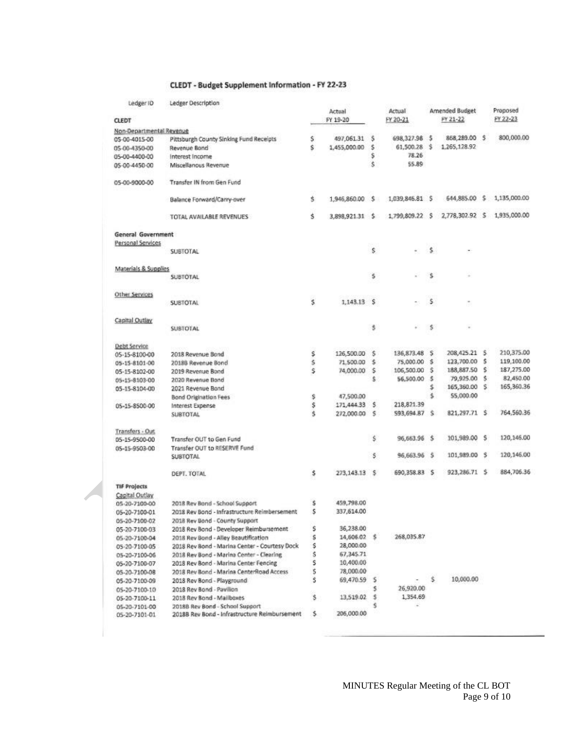## CLEDT - Budget Supplement Information - FY 22-23

| Ledger ID | Ledger Description | Actual FY 19-20 | Actual FY 20-21 | Amended Budget FY 21-22 | Proposed FY 22-23 |
|---|---|---|---|---|---|
| **CLEDT** | | | | | |
| Non-Departmental Revenue | | | | | |
| 05-00-4015-00 | Pittsburgh County Sinking Fund Receipts | $ 497,061.31 | $ 698,327.98 | $ 868,289.00 | $ 800,000.00 |
| 05-00-4350-00 | Revenue Bond | $ 1,455,000.00 | $ 61,500.28 | $ 1,265,128.92 | |
| 05-00-4400-00 | Interest Income | | $ 78.26 | | |
| 05-00-4450-00 | Miscellanous Revenue | | $ 55.89 | | |
| 05-00-9000-00 | Transfer IN from Gen Fund | | | | |
| | Balance Forward/Carry-over | $ 1,946,860.00 | $ 1,039,846.81 | $ 644,885.00 | $ 1,135,000.00 |
| | TOTAL AVAILABLE REVENUES | $ 3,898,921.31 | $ 1,799,809.22 | $ 2,778,302.92 | $ 1,935,000.00 |
| **General Government** | | | | | |
| Personal Services | | | | | |
| | SUBTOTAL | | $ - | $ - | |
| Materials & Supplies | | | | | |
| | SUBTOTAL | | $ - | $ - | |
| Other Services | | | | | |
| | SUBTOTAL | $ 1,143.13 | $ - | $ - | |
| Capital Outlay | | | | | |
| | SUBTOTAL | | $ - | $ - | |
| Debt Service | | | | | |
| 05-15-8100-00 | 2018 Revenue Bond | $ 126,500.00 | $ 136,873.48 | $ 208,425.21 | $ 210,375.00 |
| 05-15-8101-00 | 2018B Revenue Bond | $ 71,500.00 | $ 75,000.00 | $ 123,700.00 | $ 119,100.00 |
| 05-15-8102-00 | 2019 Revenue Bond | $ 74,000.00 | $ 106,500.00 | $ 188,887.50 | $ 187,275.00 |
| 05-15-8103-00 | 2020 Revenue Bond | | $ 56,500.00 | $ 79,925.00 | $ 82,450.00 |
| 05-15-8104-00 | 2021 Revenue Bond | | | $ 165,360.00 | $ 165,360.36 |
| | Bond Origination Fees | $ 47,500.00 | | $ 55,000.00 | |
| 05-15-8500-00 | Interest Expense | $ 171,444.33 | $ 218,821.39 | | |
| | SUBTOTAL | $ 272,000.00 | $ 593,694.87 | $ 821,297.71 | $ 764,560.36 |
| Transfers - Out | | | | | |
| 05-15-9500-00 | Transfer OUT to Gen Fund | | $ 96,663.96 | $ 101,989.00 | $ 120,146.00 |
| 05-15-9503-00 | Transfer OUT to RESERVE Fund | | | | |
| | SUBTOTAL | | $ 96,663.96 | $ 101,989.00 | $ 120,146.00 |
| | DEPT. TOTAL | $ 273,143.13 | $ 690,358.83 | $ 923,286.71 | $ 884,706.36 |
| **TIF Projects** | | | | | |
| Capital Outlay | | | | | |
| 05-20-7100-00 | 2018 Rev Bond - School Support | $ 459,798.00 | | | |
| 05-20-7100-01 | 2018 Rev Bond - Infrastructure Reimbersement | $ 337,614.00 | | | |
| 05-20-7100-02 | 2018 Rev Bond - County Support | | | | |
| 05-20-7100-03 | 2018 Rev Bond - Developer Reimbursement | $ 36,238.00 | | | |
| 05-20-7100-04 | 2018 Rev Bond - Alley Beautification | $ 14,606.02 | $ 268,035.87 | | |
| 05-20-7100-05 | 2018 Rev Bond - Marina Center - Courtesy Dock | $ 28,000.00 | | | |
| 05-20-7100-06 | 2018 Rev Bond - Marina Center - Clearing | $ 67,345.71 | | | |
| 05-20-7100-07 | 2018 Rev Bond - Marina Center Fencing | $ 10,400.00 | | | |
| 05-20-7100-08 | 2018 Rev Bond - Marina CenterRoad Access | $ 78,000.00 | | | |
| 05-20-7100-09 | 2018 Rev Bond - Playground | $ 69,470.59 | $ - | $ 10,000.00 | |
| 05-20-7100-10 | 2018 Rev Bond - Pavilion | | $ 26,920.00 | | |
| 05-20-7100-11 | 2018 Rev Bond - Mailboxes | $ 13,519.02 | $ 1,354.69 | | |
| 05-20-7101-00 | 2018B Rev Bond - School Support | | $ - | | |
| 05-20-7101-01 | 2018B Rev Bond - Infrastructure Reimbursement | $ 206,000.00 | | | |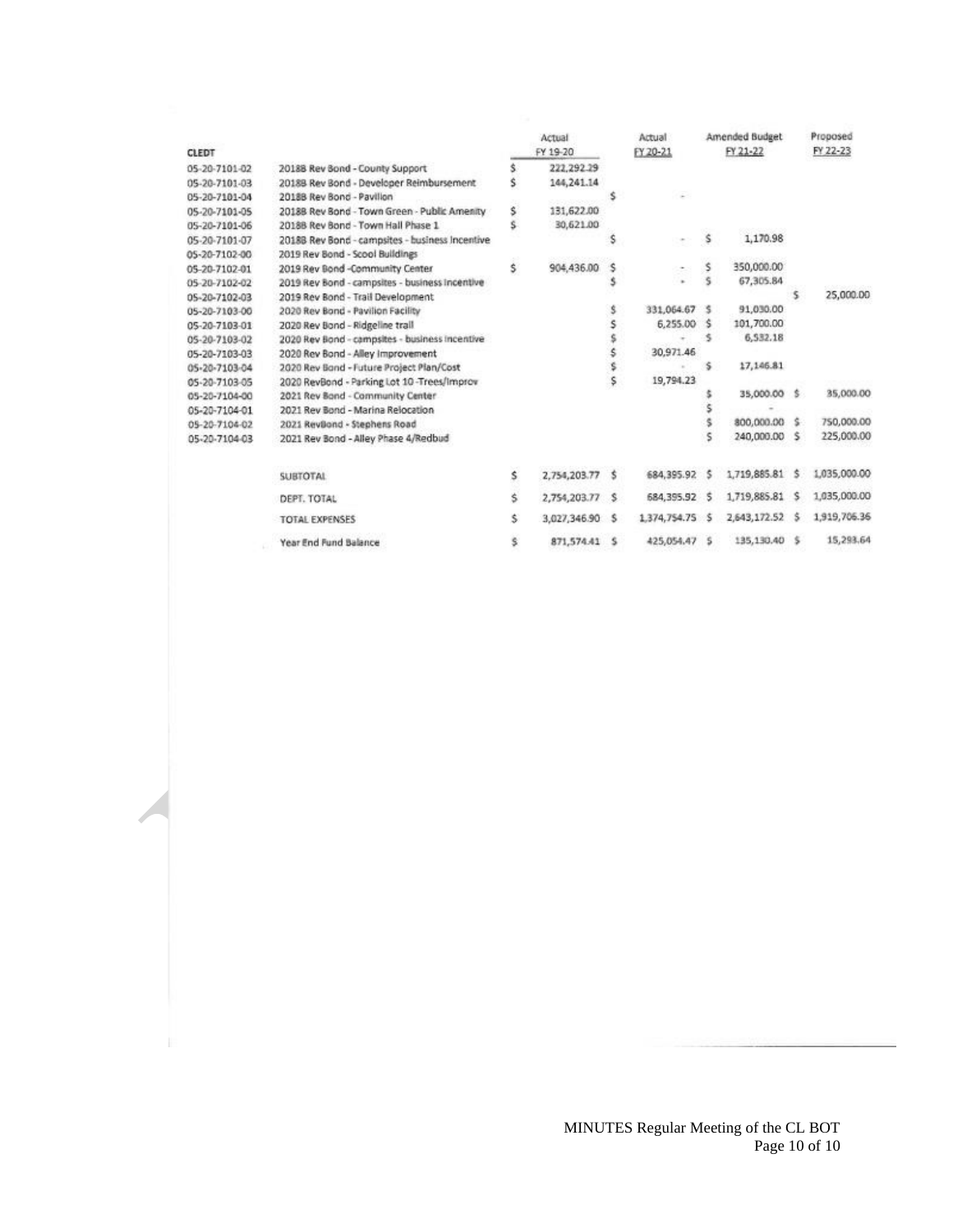| CLEDT | | Actual FY 19-20 | Actual FY 20-21 | Amended Budget FY 21-22 | Proposed FY 22-23 |
|---|---|---|---|---|---|
| 05-20-7101-02 | 2018B Rev Bond - County Support | $ 222,292.29 | | | |
| 05-20-7101-03 | 2018B Rev Bond - Developer Reimbursement | $ 144,241.14 | | | |
| 05-20-7101-04 | 2018B Rev Bond - Pavilion | | $ - | | |
| 05-20-7101-05 | 2018B Rev Bond - Town Green - Public Amenity | $ 131,622.00 | | | |
| 05-20-7101-06 | 2018B Rev Bond - Town Hall Phase 1 | $ 30,621.00 | | | |
| 05-20-7101-07 | 2018B Rev Bond - campsites - business incentive | | $ - | $ 1,170.98 | |
| 05-20-7102-00 | 2019 Rev Bond - Scool Buildings | | | | |
| 05-20-7102-01 | 2019 Rev Bond -Community Center | $ 904,436.00 | $ - | $ 350,000.00 | |
| 05-20-7102-02 | 2019 Rev Bond - campsites - business incentive | | $ - | $ 67,305.84 | |
| 05-20-7102-03 | 2019 Rev Bond - Trail Development | | | | $ 25,000.00 |
| 05-20-7103-00 | 2020 Rev Bond - Pavilion Facility | | $ 331,064.67 | $ 91,030.00 | |
| 05-20-7103-01 | 2020 Rev Bond - Ridgeline trail | | $ 6,255.00 | $ 101,700.00 | |
| 05-20-7103-02 | 2020 Rev Bond - campsites - business incentive | | $ - | $ 6,532.18 | |
| 05-20-7103-03 | 2020 Rev Bond - Alley Improvement | | $ 30,971.46 | | |
| 05-20-7103-04 | 2020 Rev Bond - Future Project Plan/Cost | | $ - | $ 17,146.81 | |
| 05-20-7103-05 | 2020 RevBond - Parking Lot 10 -Trees/Improv | | $ 19,794.23 | | |
| 05-20-7104-00 | 2021 Rev Bond - Community Center | | | $ 35,000.00 | $ 35,000.00 |
| 05-20-7104-01 | 2021 Rev Bond - Marina Relocation | | | $ - | |
| 05-20-7104-02 | 2021 RevBond - Stephens Road | | | $ 800,000.00 | $ 750,000.00 |
| 05-20-7104-03 | 2021 Rev Bond - Alley Phase 4/Redbud | | | $ 240,000.00 | $ 225,000.00 |
| | SUBTOTAL | $ 2,754,203.77 | $ 684,395.92 | $ 1,719,885.81 | $ 1,035,000.00 |
| | DEPT. TOTAL | $ 2,754,203.77 | $ 684,395.92 | $ 1,719,885.81 | $ 1,035,000.00 |
| | TOTAL EXPENSES | $ 3,027,346.90 | $ 1,374,754.75 | $ 2,643,172.52 | $ 1,919,706.36 |
| | Year End Fund Balance | $ 871,574.41 | $ 425,054.47 | $ 135,130.40 | $ 15,293.64 |